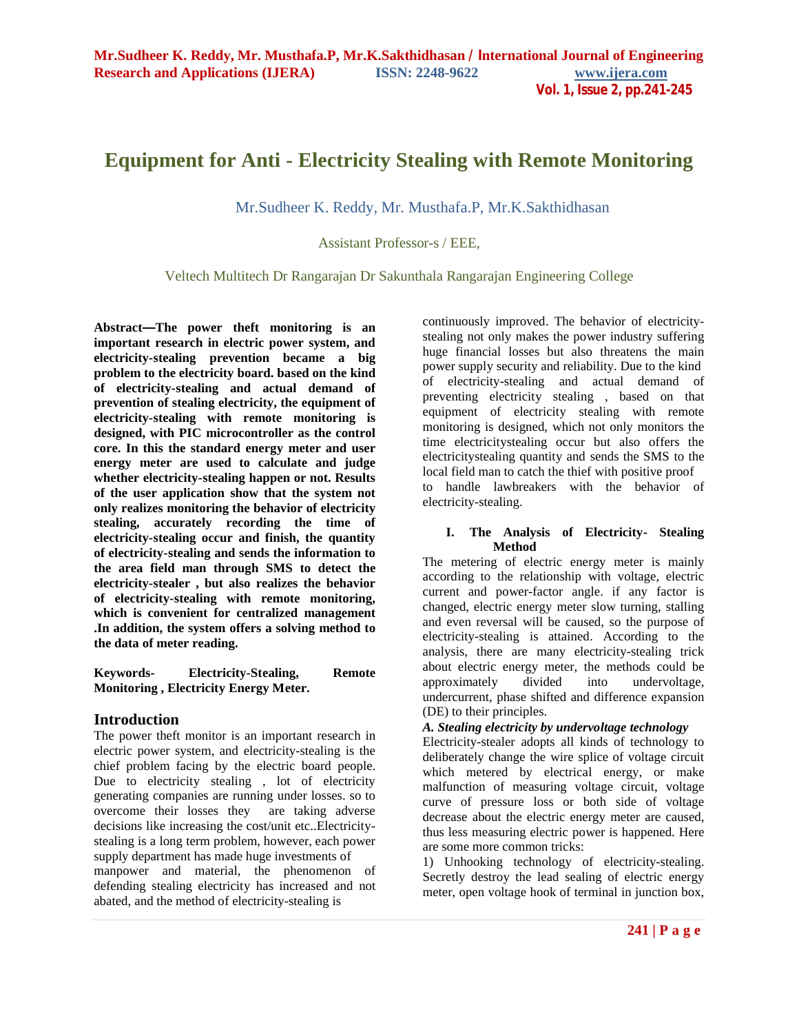# Equipment for Anti - Electricity Stealing with Remote Monitoring

Mr.Sudheer K. Reddy, Mr. Musthafa.P, Mr.K.Sakthidhasan

Assistant Professor-s / EEE,

Veltech Multitech Dr Rangarajan Dr Sakunthala Rangarajan Engineering College

**Abstract—The power theft monitoring is an important research in electric power system, and electricity-stealing prevention became a big problem to the electricity board. based on the kind of electricity-stealing and actual demand of prevention of stealing electricity, the equipment of electricity-stealing with remote monitoring is designed, with PIC microcontroller as the control core. In this the standard energy meter and user energy meter are used to calculate and judge whether electricity-stealing happen or not. Results of the user application show that the system not only realizes monitoring the behavior of electricity stealing, accurately recording the time of electricity-stealing occur and finish, the quantity of electricity-stealing and sends the information to the area field man through SMS to detect the electricity-stealer , but also realizes the behavior of electricity-stealing with remote monitoring, which is convenient for centralized management .In addition, the system offers a solving method to the data of meter reading.**

**Keywords- Electricity-Stealing, Remote Monitoring , Electricity Energy Meter.**

## Introduction

The power theft monitor is an important research in electric power system, and electricity-stealing is the chief problem facing by the electric board people. Due to electricity stealing , lot of electricity generating companies are running under losses. so to overcome their losses they are taking adverse decisions like increasing the cost/unit etc..Electricity-stealing is a long term problem, however, each power supply department has made huge investments of manpower and material, the phenomenon of defending stealing electricity has increased and not abated, and the method of electricity-stealing is continuously improved. The behavior of electricity-stealing not only makes the power industry suffering huge financial losses but also threatens the main power supply security and reliability. Due to the kind of electricity-stealing and actual demand of preventing electricity stealing , based on that equipment of electricity stealing with remote monitoring is designed, which not only monitors the time electricitystealing occur but also offers the electricitystealing quantity and sends the SMS to the local field man to catch the thief with positive proof to handle lawbreakers with the behavior of electricity-stealing.

## I. The Analysis of Electricity- Stealing Method

The metering of electric energy meter is mainly according to the relationship with voltage, electric current and power-factor angle. if any factor is changed, electric energy meter slow turning, stalling and even reversal will be caused, so the purpose of electricity-stealing is attained. According to the analysis, there are many electricity-stealing trick about electric energy meter, the methods could be approximately divided into undervoltage, undercurrent, phase shifted and difference expansion (DE) to their principles.

### *A. Stealing electricity by undervoltage technology*

Electricity-stealer adopts all kinds of technology to deliberately change the wire splice of voltage circuit which metered by electrical energy, or make malfunction of measuring voltage circuit, voltage curve of pressure loss or both side of voltage decrease about the electric energy meter are caused, thus less measuring electric power is happened. Here are some more common tricks:

1) Unhooking technology of electricity-stealing. Secretly destroy the lead sealing of electric energy meter, open voltage hook of terminal in junction box,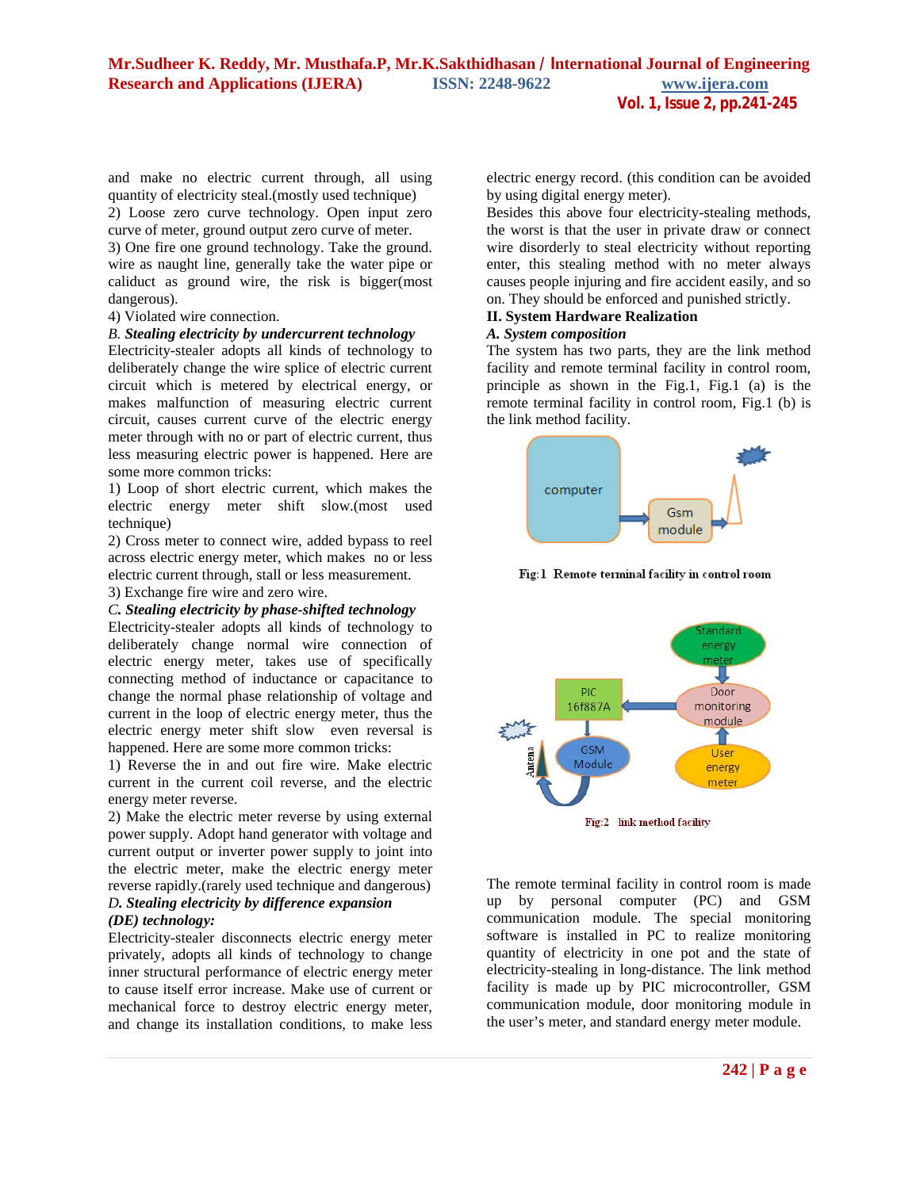and make no electric current through, all using quantity of electricity steal.(mostly used technique)

2) Loose zero curve technology. Open input zero curve of meter, ground output zero curve of meter.

3) One fire one ground technology. Take the ground. wire as naught line, generally take the water pipe or caliduct as ground wire, the risk is bigger(most dangerous).

4) Violated wire connection.

*B. Stealing electricity by undercurrent technology*

Electricity-stealer adopts all kinds of technology to deliberately change the wire splice of electric current circuit which is metered by electrical energy, or makes malfunction of measuring electric current circuit, causes current curve of the electric energy meter through with no or part of electric current, thus less measuring electric power is happened. Here are some more common tricks:

1) Loop of short electric current, which makes the electric energy meter shift slow.(most used technique)

2) Cross meter to connect wire, added bypass to reel across electric energy meter, which makes no or less electric current through, stall or less measurement.

3) Exchange fire wire and zero wire.

*C. Stealing electricity by phase-shifted technology*

Electricity-stealer adopts all kinds of technology to deliberately change normal wire connection of electric energy meter, takes use of specifically connecting method of inductance or capacitance to change the normal phase relationship of voltage and current in the loop of electric energy meter, thus the electric energy meter shift slow even reversal is happened. Here are some more common tricks:

1) Reverse the in and out fire wire. Make electric current in the current coil reverse, and the electric energy meter reverse.

2) Make the electric meter reverse by using external power supply. Adopt hand generator with voltage and current output or inverter power supply to joint into the electric meter, make the electric energy meter reverse rapidly.(rarely used technique and dangerous)

*D. Stealing electricity by difference expansion (DE) technology:*

Electricity-stealer disconnects electric energy meter privately, adopts all kinds of technology to change inner structural performance of electric energy meter to cause itself error increase. Make use of current or mechanical force to destroy electric energy meter, and change its installation conditions, to make less electric energy record. (this condition can be avoided by using digital energy meter).

Besides this above four electricity-stealing methods, the worst is that the user in private draw or connect wire disorderly to steal electricity without reporting enter, this stealing method with no meter always causes people injuring and fire accident easily, and so on. They should be enforced and punished strictly.

## II. System Hardware Realization

### *A. System composition*

The system has two parts, they are the link method facility and remote terminal facility in control room, principle as shown in the Fig.1, Fig.1 (a) is the remote terminal facility in control room, Fig.1 (b) is the link method facility.

Fig:1 Remote terminal facility in control room

Fig:2 link method facility

The remote terminal facility in control room is made up by personal computer (PC) and GSM communication module. The special monitoring software is installed in PC to realize monitoring quantity of electricity in one pot and the state of electricity-stealing in long-distance. The link method facility is made up by PIC microcontroller, GSM communication module, door monitoring module in the user's meter, and standard energy meter module.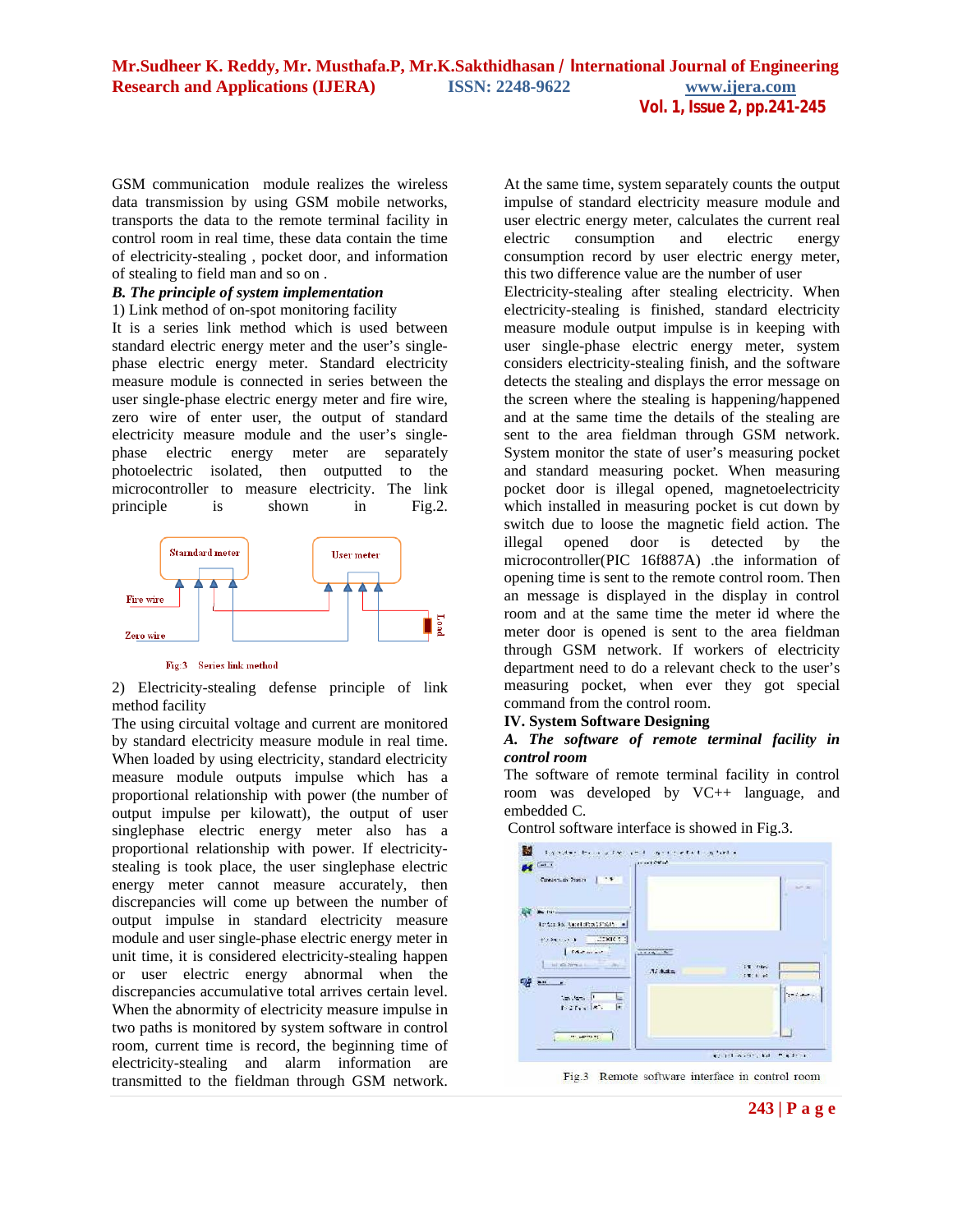GSM communication module realizes the wireless data transmission by using GSM mobile networks, transports the data to the remote terminal facility in control room in real time, these data contain the time of electricity-stealing , pocket door, and information of stealing to field man and so on .

### *B. The principle of system implementation*

1) Link method of on-spot monitoring facility

It is a series link method which is used between standard electric energy meter and the user's single-phase electric energy meter. Standard electricity measure module is connected in series between the user single-phase electric energy meter and fire wire, zero wire of enter user, the output of standard electricity measure module and the user's single-phase electric energy meter are separately photoelectric isolated, then outputted to the microcontroller to measure electricity. The link principle is shown in Fig.2.

Fig.3 Series link method

2) Electricity-stealing defense principle of link method facility

The using circuital voltage and current are monitored by standard electricity measure module in real time. When loaded by using electricity, standard electricity measure module outputs impulse which has a proportional relationship with power (the number of output impulse per kilowatt), the output of user singlephase electric energy meter also has a proportional relationship with power. If electricity-stealing is took place, the user singlephase electric energy meter cannot measure accurately, then discrepancies will come up between the number of output impulse in standard electricity measure module and user single-phase electric energy meter in unit time, it is considered electricity-stealing happen or user electric energy abnormal when the discrepancies accumulative total arrives certain level. When the abnormity of electricity measure impulse in two paths is monitored by system software in control room, current time is record, the beginning time of electricity-stealing and alarm information are transmitted to the fieldman through GSM network. At the same time, system separately counts the output impulse of standard electricity measure module and user electric energy meter, calculates the current real electric consumption and electric energy consumption record by user electric energy meter, this two difference value are the number of user Electricity-stealing after stealing electricity. When electricity-stealing is finished, standard electricity measure module output impulse is in keeping with user single-phase electric energy meter, system considers electricity-stealing finish, and the software detects the stealing and displays the error message on the screen where the stealing is happening/happened and at the same time the details of the stealing are sent to the area fieldman through GSM network. System monitor the state of user's measuring pocket and standard measuring pocket. When measuring pocket door is illegal opened, magnetoelectricity which installed in measuring pocket is cut down by switch due to loose the magnetic field action. The illegal opened door is detected by the microcontroller(PIC 16f887A) .the information of opening time is sent to the remote control room. Then an message is displayed in the display in control room and at the same time the meter id where the meter door is opened is sent to the area fieldman through GSM network. If workers of electricity department need to do a relevant check to the user's measuring pocket, when ever they got special command from the control room.

## IV. System Software Designing

### *A. The software of remote terminal facility in control room*

The software of remote terminal facility in control room was developed by VC++ language, and embedded C.

Control software interface is showed in Fig.3.

Fig.3 Remote software interface in control room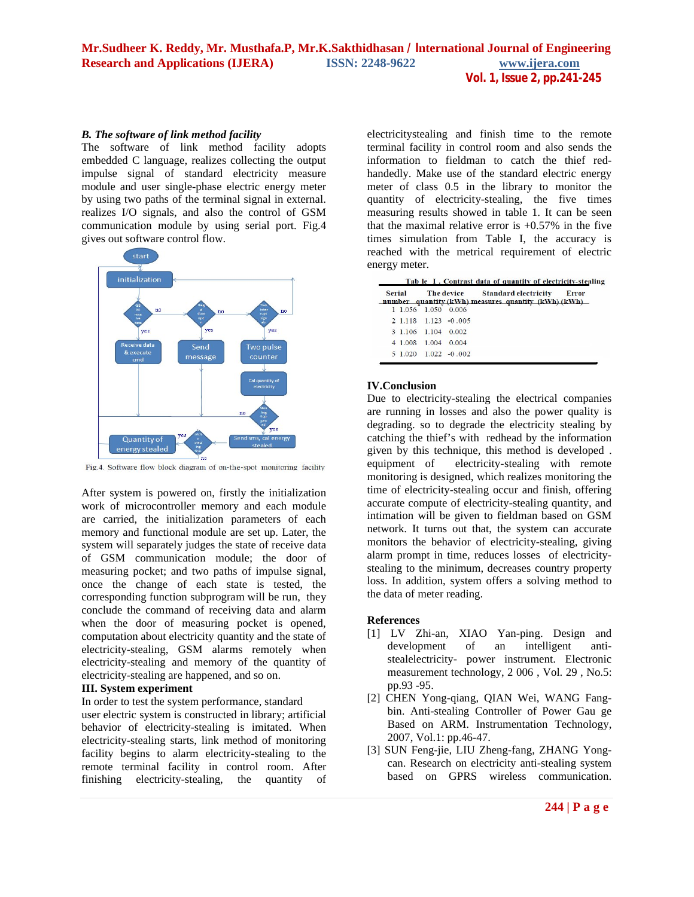### *B. The software of link method facility*

The software of link method facility adopts embedded C language, realizes collecting the output impulse signal of standard electricity measure module and user single-phase electric energy meter by using two paths of the terminal signal in external. realizes I/O signals, and also the control of GSM communication module by using serial port. Fig.4 gives out software control flow.

Fig.4. Software flow block diagram of on-the-spot monitoring facility

After system is powered on, firstly the initialization work of microcontroller memory and each module are carried, the initialization parameters of each memory and functional module are set up. Later, the system will separately judges the state of receive data of GSM communication module; the door of measuring pocket; and two paths of impulse signal, once the change of each state is tested, the corresponding function subprogram will be run, they conclude the command of receiving data and alarm when the door of measuring pocket is opened, computation about electricity quantity and the state of electricity-stealing, GSM alarms remotely when electricity-stealing and memory of the quantity of electricity-stealing are happened, and so on.

## III. System experiment

In order to test the system performance, standard user electric system is constructed in library; artificial behavior of electricity-stealing is imitated. When electricity-stealing starts, link method of monitoring facility begins to alarm electricity-stealing to the remote terminal facility in control room. After finishing electricity-stealing, the quantity of electricitystealing and finish time to the remote terminal facility in control room and also sends the information to fieldman to catch the thief red-handedly. Make use of the standard electric energy meter of class 0.5 in the library to monitor the quantity of electricity-stealing, the five times measuring results showed in table 1. It can be seen that the maximal relative error is +0.57% in the five times simulation from Table I, the accuracy is reached with the metrical requirement of electric energy meter.

Tab le I . Contrast data of quantity of electricity-stealing

| Serial number | The device quantity (KWh) | Standard electricity measures quantity (kWh) | Error (kWh) |
|---|---|---|---|
| 1 | 1.056 | 1.050 | 0.006 |
| 2 | 1.118 | 1.123 | -0 .005 |
| 3 | 1.106 | 1.104 | 0.002 |
| 4 | 1.008 | 1.004 | 0.004 |
| 5 | 1.020 | 1.022 | -0 .002 |

## IV.Conclusion

Due to electricity-stealing the electrical companies are running in losses and also the power quality is degrading. so to degrade the electricity stealing by catching the thief's with redhead by the information given by this technique, this method is developed . equipment of electricity-stealing with remote monitoring is designed, which realizes monitoring the time of electricity-stealing occur and finish, offering accurate compute of electricity-stealing quantity, and intimation will be given to fieldman based on GSM network. It turns out that, the system can accurate monitors the behavior of electricity-stealing, giving alarm prompt in time, reduces losses of electricity-stealing to the minimum, decreases country property loss. In addition, system offers a solving method to the data of meter reading.

## References

[1] LV Zhi-an, XIAO Yan-ping. Design and development of an intelligent anti-stealelectricity- power instrument. Electronic measurement technology, 2 006 , Vol. 29 , No.5: pp.93 -95.

[2] CHEN Yong-qiang, QIAN Wei, WANG Fang-bin. Anti-stealing Controller of Power Gau ge Based on ARM. Instrumentation Technology, 2007, Vol.1: pp.46-47.

[3] SUN Feng-jie, LIU Zheng-fang, ZHANG Yong-can. Research on electricity anti-stealing system based on GPRS wireless communication.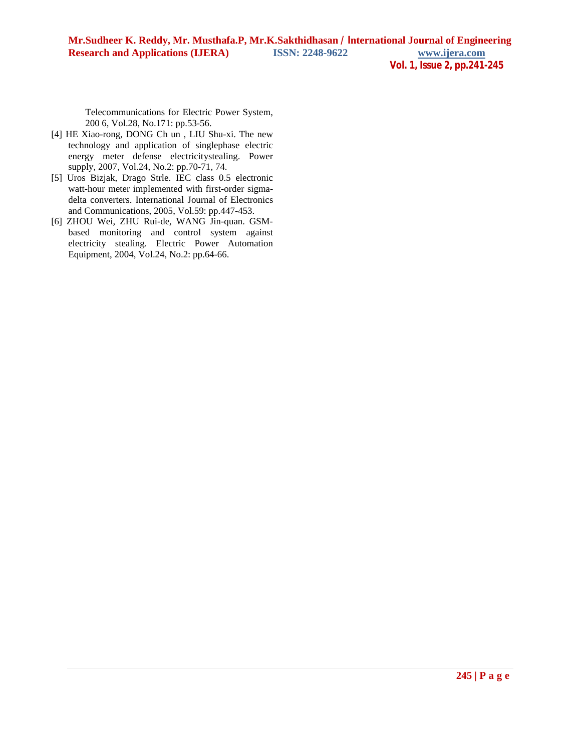Telecommunications for Electric Power System, 200 6, Vol.28, No.171: pp.53-56.

[4] HE Xiao-rong, DONG Ch un , LIU Shu-xi. The new technology and application of singlephase electric energy meter defense electricitystealing. Power supply, 2007, Vol.24, No.2: pp.70-71, 74.

[5] Uros Bizjak, Drago Strle. IEC class 0.5 electronic watt-hour meter implemented with first-order sigma-delta converters. International Journal of Electronics and Communications, 2005, Vol.59: pp.447-453.

[6] ZHOU Wei, ZHU Rui-de, WANG Jin-quan. GSM-based monitoring and control system against electricity stealing. Electric Power Automation Equipment, 2004, Vol.24, No.2: pp.64-66.